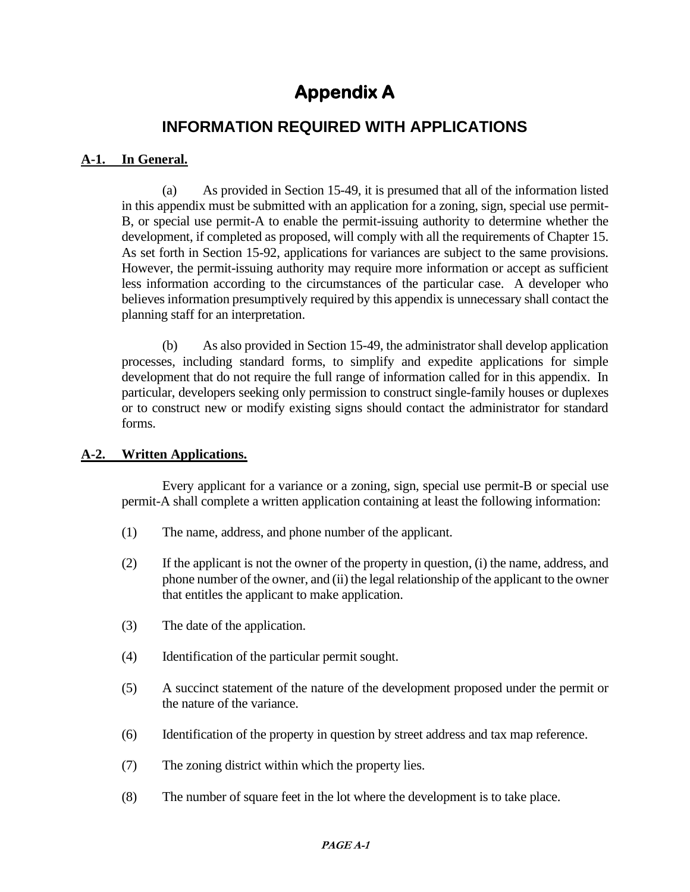# Appendix A

## INFORMATION REQUIRED WITH APPLICATIONS

**A-1. In General.**

(a) As provided in Section 15-49, it is presumed that all of the information listed in this appendix must be submitted with an application for a zoning, sign, special use permit-B, or special use permit-A to enable the permit-issuing authority to determine whether the development, if completed as proposed, will comply with all the requirements of Chapter 15. As set forth in Section 15-92, applications for variances are subject to the same provisions. However, the permit-issuing authority may require more information or accept as sufficient less information according to the circumstances of the particular case. A developer who believes information presumptively required by this appendix is unnecessary shall contact the planning staff for an interpretation.

(b) As also provided in Section 15-49, the administrator shall develop application processes, including standard forms, to simplify and expedite applications for simple development that do not require the full range of information called for in this appendix. In particular, developers seeking only permission to construct single-family houses or duplexes or to construct new or modify existing signs should contact the administrator for standard forms.

**A-2. Written Applications.**

Every applicant for a variance or a zoning, sign, special use permit-B or special use permit-A shall complete a written application containing at least the following information:

(1) The name, address, and phone number of the applicant.

(2) If the applicant is not the owner of the property in question, (i) the name, address, and phone number of the owner, and (ii) the legal relationship of the applicant to the owner that entitles the applicant to make application.

(3) The date of the application.

(4) Identification of the particular permit sought.

(5) A succinct statement of the nature of the development proposed under the permit or the nature of the variance.

(6) Identification of the property in question by street address and tax map reference.

(7) The zoning district within which the property lies.

(8) The number of square feet in the lot where the development is to take place.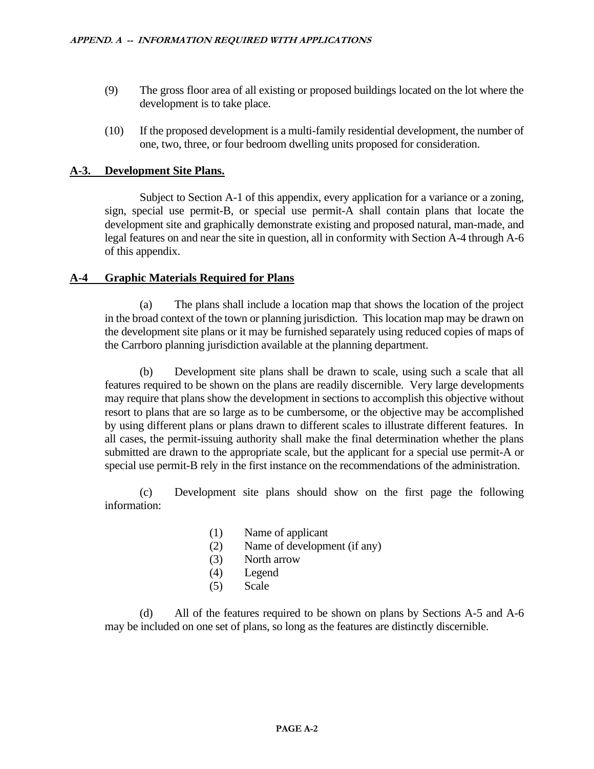(9) The gross floor area of all existing or proposed buildings located on the lot where the development is to take place.

(10) If the proposed development is a multi-family residential development, the number of one, two, three, or four bedroom dwelling units proposed for consideration.

## A-3. Development Site Plans.

Subject to Section A-1 of this appendix, every application for a variance or a zoning, sign, special use permit-B, or special use permit-A shall contain plans that locate the development site and graphically demonstrate existing and proposed natural, man-made, and legal features on and near the site in question, all in conformity with Section A-4 through A-6 of this appendix.

## A-4 Graphic Materials Required for Plans

(a) The plans shall include a location map that shows the location of the project in the broad context of the town or planning jurisdiction. This location map may be drawn on the development site plans or it may be furnished separately using reduced copies of maps of the Carrboro planning jurisdiction available at the planning department.

(b) Development site plans shall be drawn to scale, using such a scale that all features required to be shown on the plans are readily discernible. Very large developments may require that plans show the development in sections to accomplish this objective without resort to plans that are so large as to be cumbersome, or the objective may be accomplished by using different plans or plans drawn to different scales to illustrate different features. In all cases, the permit-issuing authority shall make the final determination whether the plans submitted are drawn to the appropriate scale, but the applicant for a special use permit-A or special use permit-B rely in the first instance on the recommendations of the administration.

(c) Development site plans should show on the first page the following information:

(1) Name of applicant
(2) Name of development (if any)
(3) North arrow
(4) Legend
(5) Scale

(d) All of the features required to be shown on plans by Sections A-5 and A-6 may be included on one set of plans, so long as the features are distinctly discernible.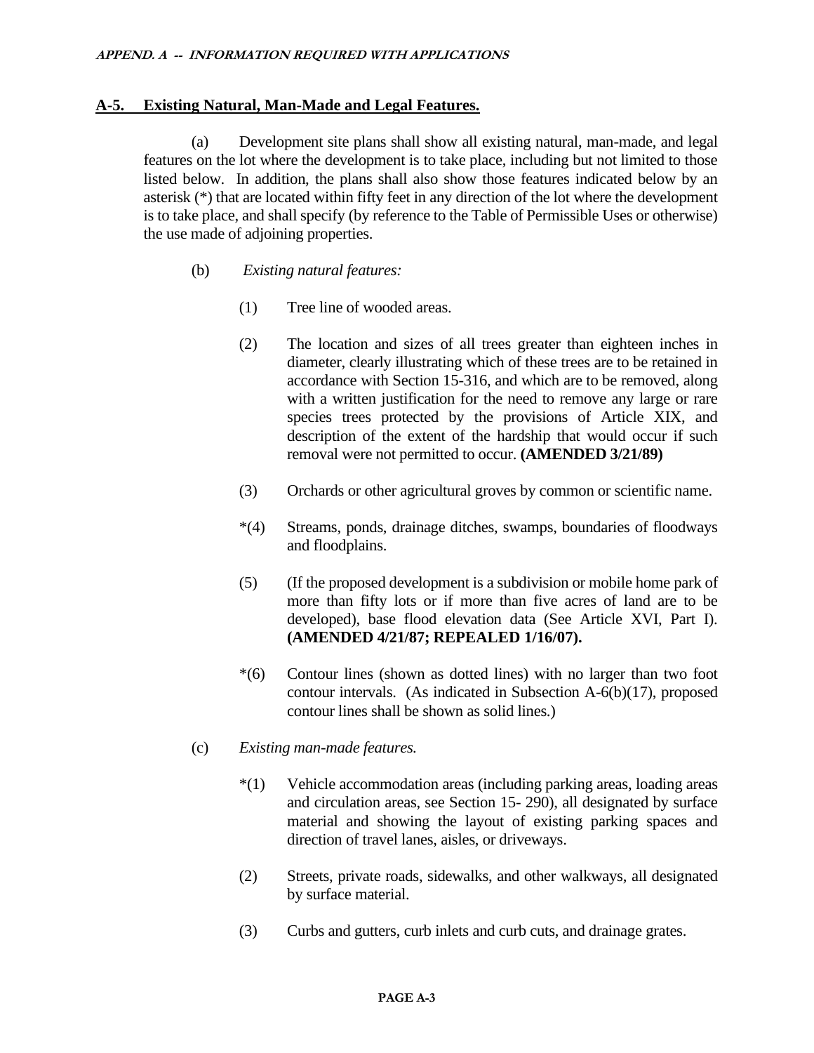## A-5. Existing Natural, Man-Made and Legal Features.

(a) Development site plans shall show all existing natural, man-made, and legal features on the lot where the development is to take place, including but not limited to those listed below. In addition, the plans shall also show those features indicated below by an asterisk (*) that are located within fifty feet in any direction of the lot where the development is to take place, and shall specify (by reference to the Table of Permissible Uses or otherwise) the use made of adjoining properties.

(b) *Existing natural features:*

(1) Tree line of wooded areas.

(2) The location and sizes of all trees greater than eighteen inches in diameter, clearly illustrating which of these trees are to be retained in accordance with Section 15-316, and which are to be removed, along with a written justification for the need to remove any large or rare species trees protected by the provisions of Article XIX, and description of the extent of the hardship that would occur if such removal were not permitted to occur. **(AMENDED 3/21/89)**

(3) Orchards or other agricultural groves by common or scientific name.

*(4) Streams, ponds, drainage ditches, swamps, boundaries of floodways and floodplains.

(5) (If the proposed development is a subdivision or mobile home park of more than fifty lots or if more than five acres of land are to be developed), base flood elevation data (See Article XVI, Part I). **(AMENDED 4/21/87; REPEALED 1/16/07).**

*(6) Contour lines (shown as dotted lines) with no larger than two foot contour intervals. (As indicated in Subsection A-6(b)(17), proposed contour lines shall be shown as solid lines.)

(c) *Existing man-made features.*

*(1) Vehicle accommodation areas (including parking areas, loading areas and circulation areas, see Section 15- 290), all designated by surface material and showing the layout of existing parking spaces and direction of travel lanes, aisles, or driveways.

(2) Streets, private roads, sidewalks, and other walkways, all designated by surface material.

(3) Curbs and gutters, curb inlets and curb cuts, and drainage grates.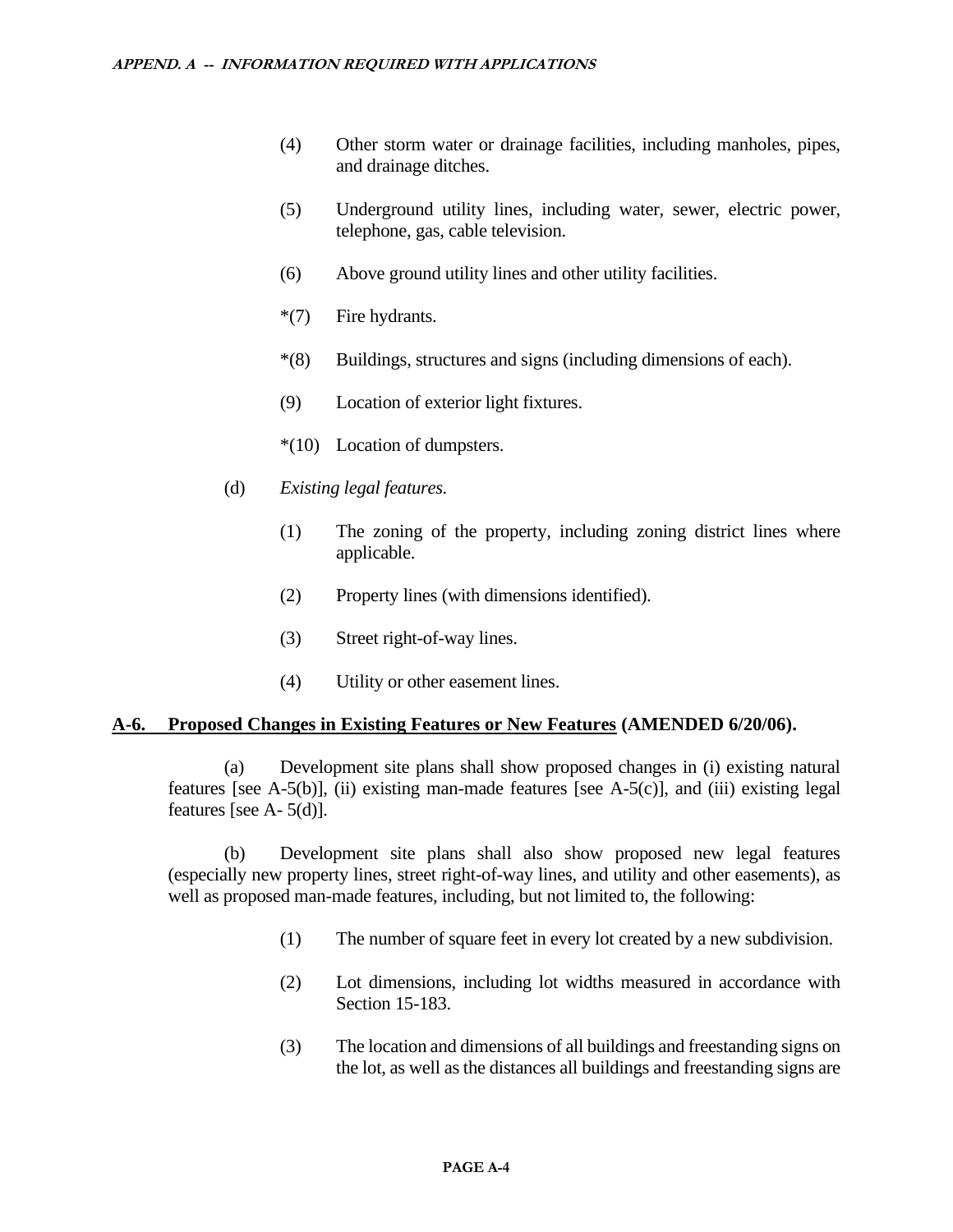(4) Other storm water or drainage facilities, including manholes, pipes, and drainage ditches.

(5) Underground utility lines, including water, sewer, electric power, telephone, gas, cable television.

(6) Above ground utility lines and other utility facilities.

*(7) Fire hydrants.

*(8) Buildings, structures and signs (including dimensions of each).

(9) Location of exterior light fixtures.

*(10) Location of dumpsters.

(d) *Existing legal features.*

(1) The zoning of the property, including zoning district lines where applicable.

(2) Property lines (with dimensions identified).

(3) Street right-of-way lines.

(4) Utility or other easement lines.

## A-6. Proposed Changes in Existing Features or New Features (AMENDED 6/20/06).

(a) Development site plans shall show proposed changes in (i) existing natural features [see A-5(b)], (ii) existing man-made features [see A-5(c)], and (iii) existing legal features [see A- 5(d)].

(b) Development site plans shall also show proposed new legal features (especially new property lines, street right-of-way lines, and utility and other easements), as well as proposed man-made features, including, but not limited to, the following:

(1) The number of square feet in every lot created by a new subdivision.

(2) Lot dimensions, including lot widths measured in accordance with Section 15-183.

(3) The location and dimensions of all buildings and freestanding signs on the lot, as well as the distances all buildings and freestanding signs are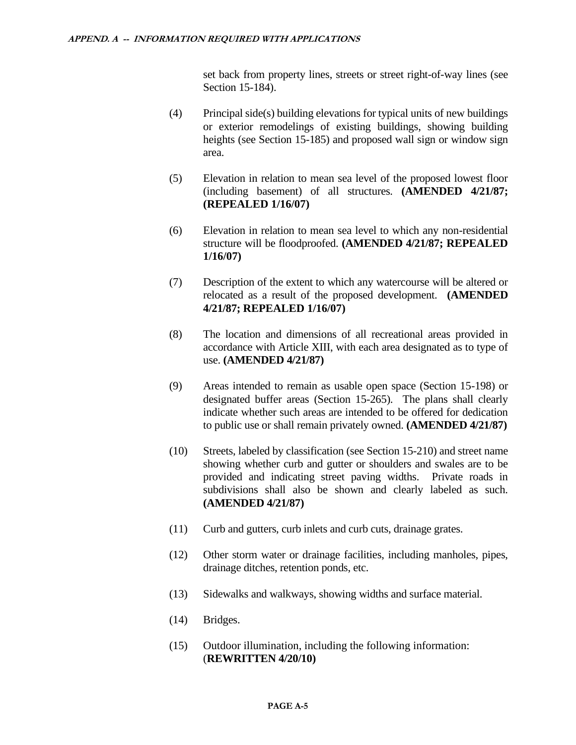set back from property lines, streets or street right-of-way lines (see Section 15-184).

(4) Principal side(s) building elevations for typical units of new buildings or exterior remodelings of existing buildings, showing building heights (see Section 15-185) and proposed wall sign or window sign area.

(5) Elevation in relation to mean sea level of the proposed lowest floor (including basement) of all structures. **(AMENDED 4/21/87; (REPEALED 1/16/07)**

(6) Elevation in relation to mean sea level to which any non-residential structure will be floodproofed. **(AMENDED 4/21/87; REPEALED 1/16/07)**

(7) Description of the extent to which any watercourse will be altered or relocated as a result of the proposed development. **(AMENDED 4/21/87; REPEALED 1/16/07)**

(8) The location and dimensions of all recreational areas provided in accordance with Article XIII, with each area designated as to type of use. **(AMENDED 4/21/87)**

(9) Areas intended to remain as usable open space (Section 15-198) or designated buffer areas (Section 15-265). The plans shall clearly indicate whether such areas are intended to be offered for dedication to public use or shall remain privately owned. **(AMENDED 4/21/87)**

(10) Streets, labeled by classification (see Section 15-210) and street name showing whether curb and gutter or shoulders and swales are to be provided and indicating street paving widths. Private roads in subdivisions shall also be shown and clearly labeled as such. **(AMENDED 4/21/87)**

(11) Curb and gutters, curb inlets and curb cuts, drainage grates.

(12) Other storm water or drainage facilities, including manholes, pipes, drainage ditches, retention ponds, etc.

(13) Sidewalks and walkways, showing widths and surface material.

(14) Bridges.

(15) Outdoor illumination, including the following information: (**REWRITTEN 4/20/10)**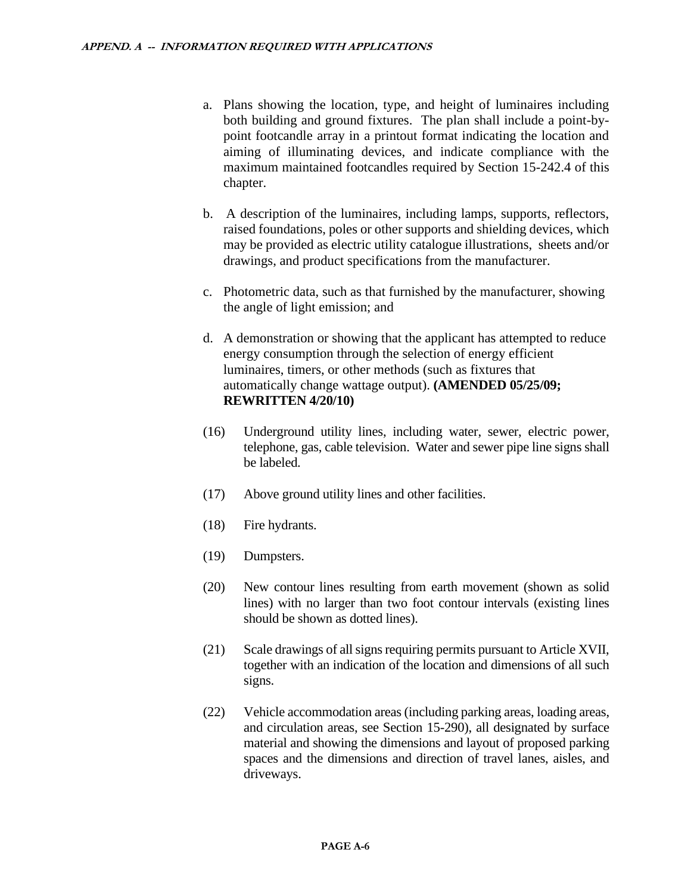a. Plans showing the location, type, and height of luminaires including both building and ground fixtures. The plan shall include a point-by-point footcandle array in a printout format indicating the location and aiming of illuminating devices, and indicate compliance with the maximum maintained footcandles required by Section 15-242.4 of this chapter.

b. A description of the luminaires, including lamps, supports, reflectors, raised foundations, poles or other supports and shielding devices, which may be provided as electric utility catalogue illustrations, sheets and/or drawings, and product specifications from the manufacturer.

c. Photometric data, such as that furnished by the manufacturer, showing the angle of light emission; and

d. A demonstration or showing that the applicant has attempted to reduce energy consumption through the selection of energy efficient luminaires, timers, or other methods (such as fixtures that automatically change wattage output). **(AMENDED 05/25/09; REWRITTEN 4/20/10)**

(16) Underground utility lines, including water, sewer, electric power, telephone, gas, cable television. Water and sewer pipe line signs shall be labeled.

(17) Above ground utility lines and other facilities.

(18) Fire hydrants.

(19) Dumpsters.

(20) New contour lines resulting from earth movement (shown as solid lines) with no larger than two foot contour intervals (existing lines should be shown as dotted lines).

(21) Scale drawings of all signs requiring permits pursuant to Article XVII, together with an indication of the location and dimensions of all such signs.

(22) Vehicle accommodation areas (including parking areas, loading areas, and circulation areas, see Section 15-290), all designated by surface material and showing the dimensions and layout of proposed parking spaces and the dimensions and direction of travel lanes, aisles, and driveways.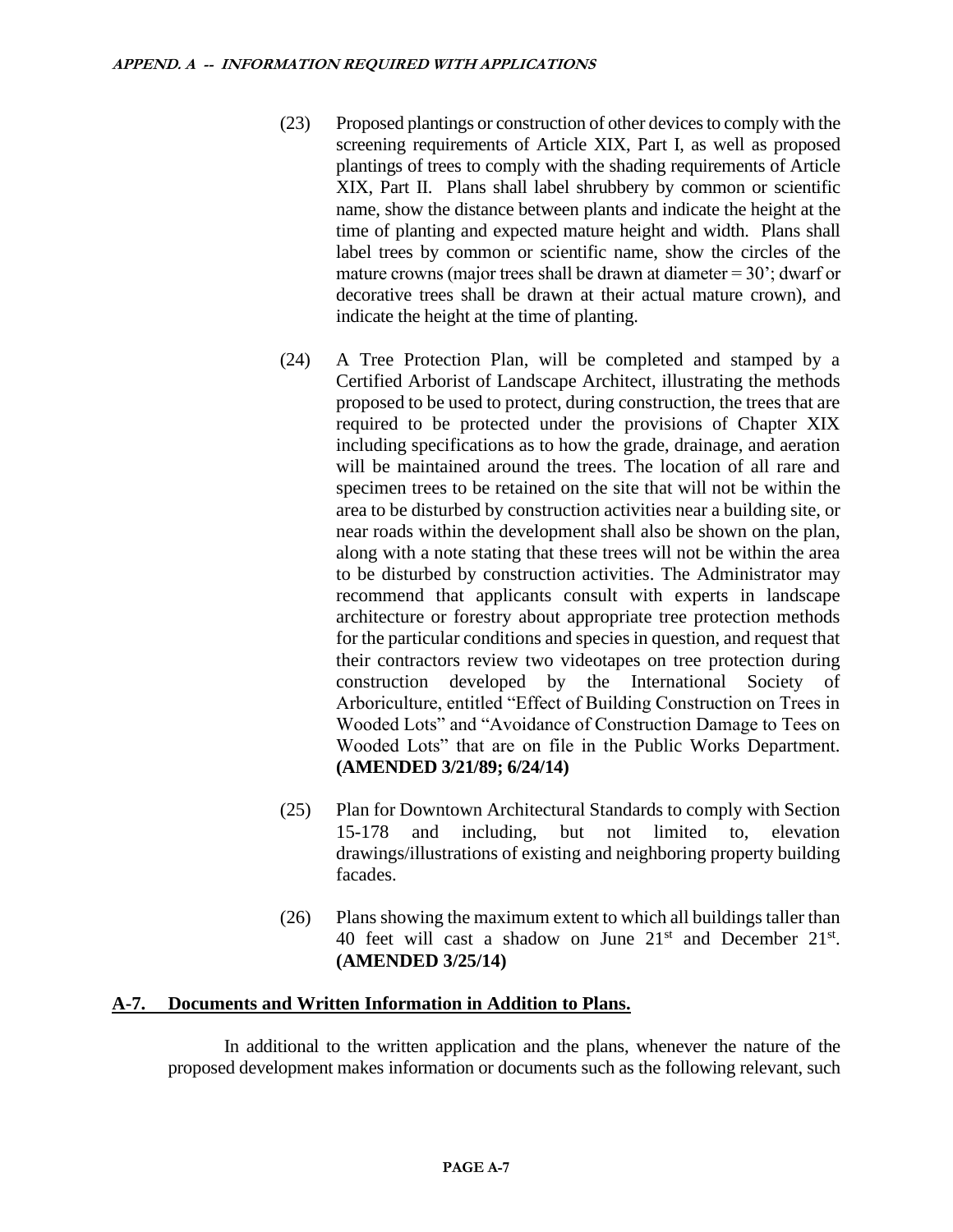(23) Proposed plantings or construction of other devices to comply with the screening requirements of Article XIX, Part I, as well as proposed plantings of trees to comply with the shading requirements of Article XIX, Part II. Plans shall label shrubbery by common or scientific name, show the distance between plants and indicate the height at the time of planting and expected mature height and width. Plans shall label trees by common or scientific name, show the circles of the mature crowns (major trees shall be drawn at diameter = 30'; dwarf or decorative trees shall be drawn at their actual mature crown), and indicate the height at the time of planting.

(24) A Tree Protection Plan, will be completed and stamped by a Certified Arborist of Landscape Architect, illustrating the methods proposed to be used to protect, during construction, the trees that are required to be protected under the provisions of Chapter XIX including specifications as to how the grade, drainage, and aeration will be maintained around the trees. The location of all rare and specimen trees to be retained on the site that will not be within the area to be disturbed by construction activities near a building site, or near roads within the development shall also be shown on the plan, along with a note stating that these trees will not be within the area to be disturbed by construction activities. The Administrator may recommend that applicants consult with experts in landscape architecture or forestry about appropriate tree protection methods for the particular conditions and species in question, and request that their contractors review two videotapes on tree protection during construction developed by the International Society of Arboriculture, entitled "Effect of Building Construction on Trees in Wooded Lots" and "Avoidance of Construction Damage to Tees on Wooded Lots" that are on file in the Public Works Department. **(AMENDED 3/21/89; 6/24/14)**

(25) Plan for Downtown Architectural Standards to comply with Section 15-178 and including, but not limited to, elevation drawings/illustrations of existing and neighboring property building facades.

(26) Plans showing the maximum extent to which all buildings taller than 40 feet will cast a shadow on June 21st and December 21st. **(AMENDED 3/25/14)**

## A-7. Documents and Written Information in Addition to Plans.

In additional to the written application and the plans, whenever the nature of the proposed development makes information or documents such as the following relevant, such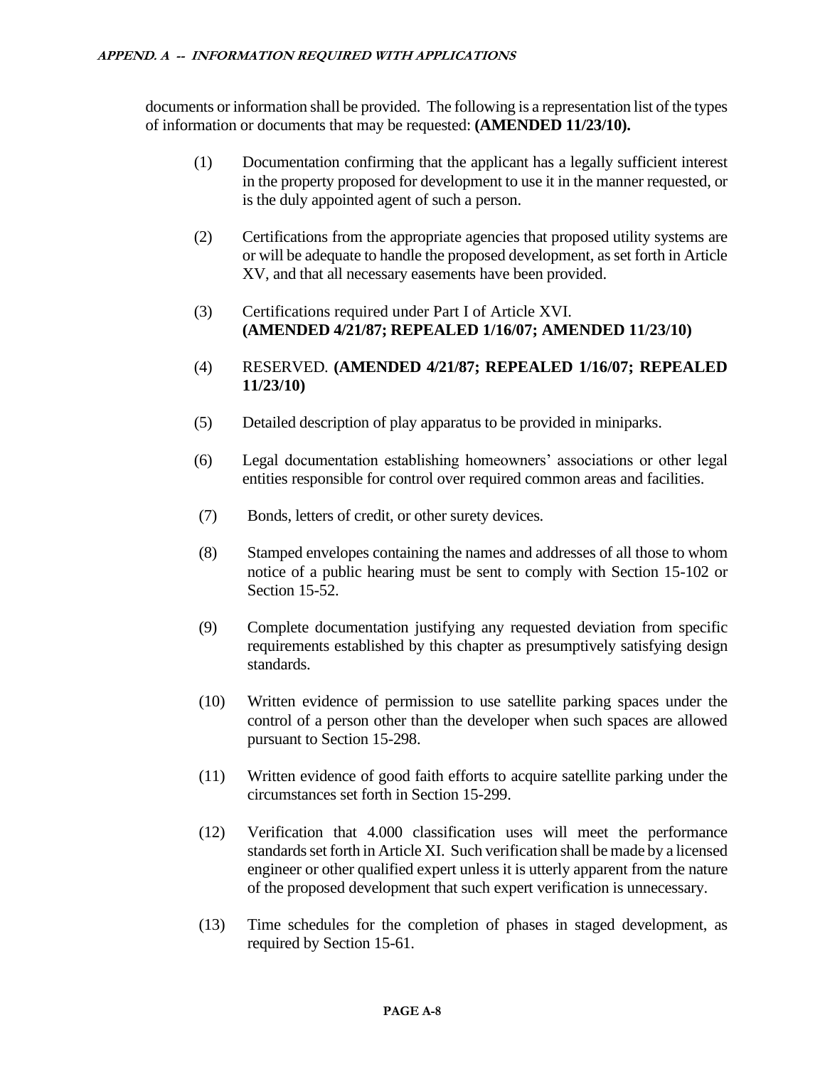documents or information shall be provided. The following is a representation list of the types of information or documents that may be requested: **(AMENDED 11/23/10).**

(1) Documentation confirming that the applicant has a legally sufficient interest in the property proposed for development to use it in the manner requested, or is the duly appointed agent of such a person.

(2) Certifications from the appropriate agencies that proposed utility systems are or will be adequate to handle the proposed development, as set forth in Article XV, and that all necessary easements have been provided.

(3) Certifications required under Part I of Article XVI. **(AMENDED 4/21/87; REPEALED 1/16/07; AMENDED 11/23/10)**

(4) RESERVED. **(AMENDED 4/21/87; REPEALED 1/16/07; REPEALED 11/23/10)**

(5) Detailed description of play apparatus to be provided in miniparks.

(6) Legal documentation establishing homeowners' associations or other legal entities responsible for control over required common areas and facilities.

(7) Bonds, letters of credit, or other surety devices.

(8) Stamped envelopes containing the names and addresses of all those to whom notice of a public hearing must be sent to comply with Section 15-102 or Section 15-52.

(9) Complete documentation justifying any requested deviation from specific requirements established by this chapter as presumptively satisfying design standards.

(10) Written evidence of permission to use satellite parking spaces under the control of a person other than the developer when such spaces are allowed pursuant to Section 15-298.

(11) Written evidence of good faith efforts to acquire satellite parking under the circumstances set forth in Section 15-299.

(12) Verification that 4.000 classification uses will meet the performance standards set forth in Article XI. Such verification shall be made by a licensed engineer or other qualified expert unless it is utterly apparent from the nature of the proposed development that such expert verification is unnecessary.

(13) Time schedules for the completion of phases in staged development, as required by Section 15-61.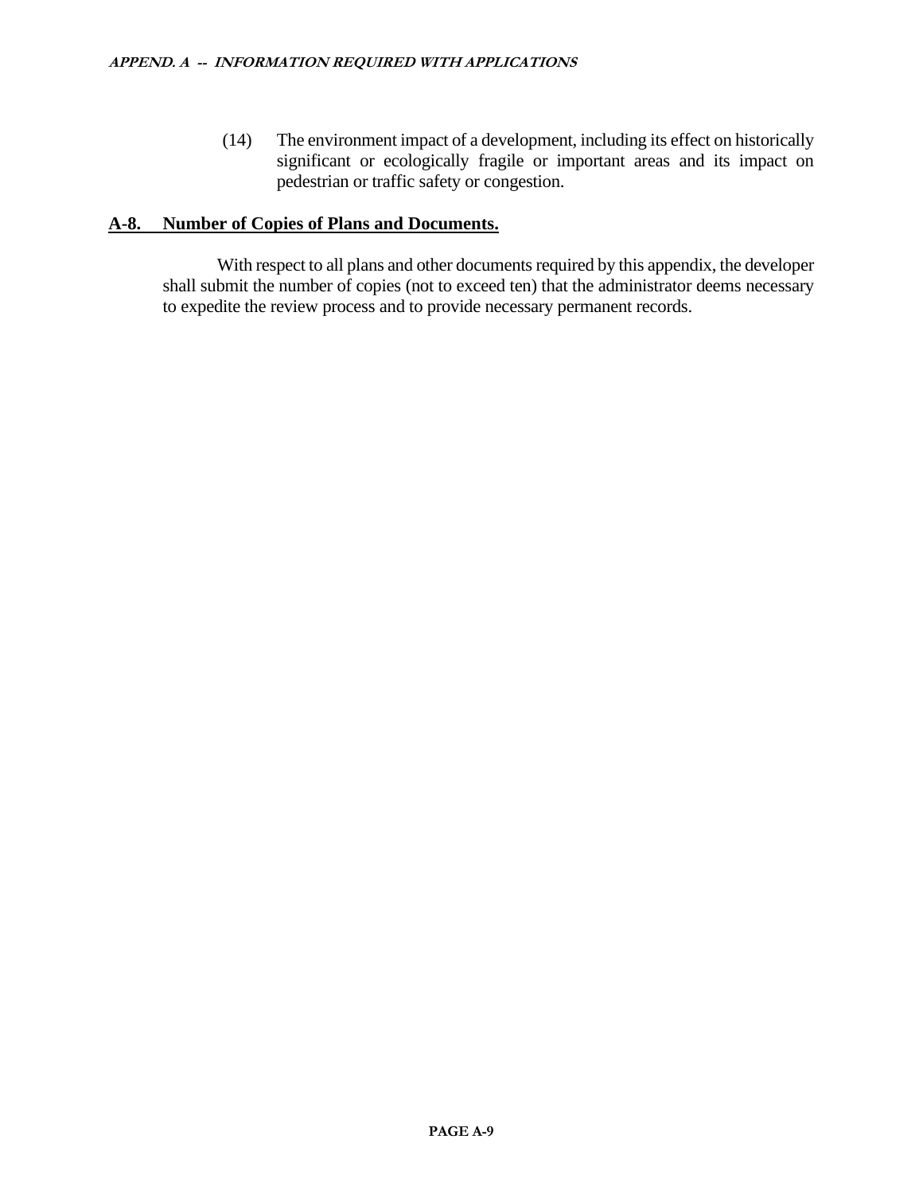(14) The environment impact of a development, including its effect on historically significant or ecologically fragile or important areas and its impact on pedestrian or traffic safety or congestion.

## A-8. Number of Copies of Plans and Documents.

With respect to all plans and other documents required by this appendix, the developer shall submit the number of copies (not to exceed ten) that the administrator deems necessary to expedite the review process and to provide necessary permanent records.